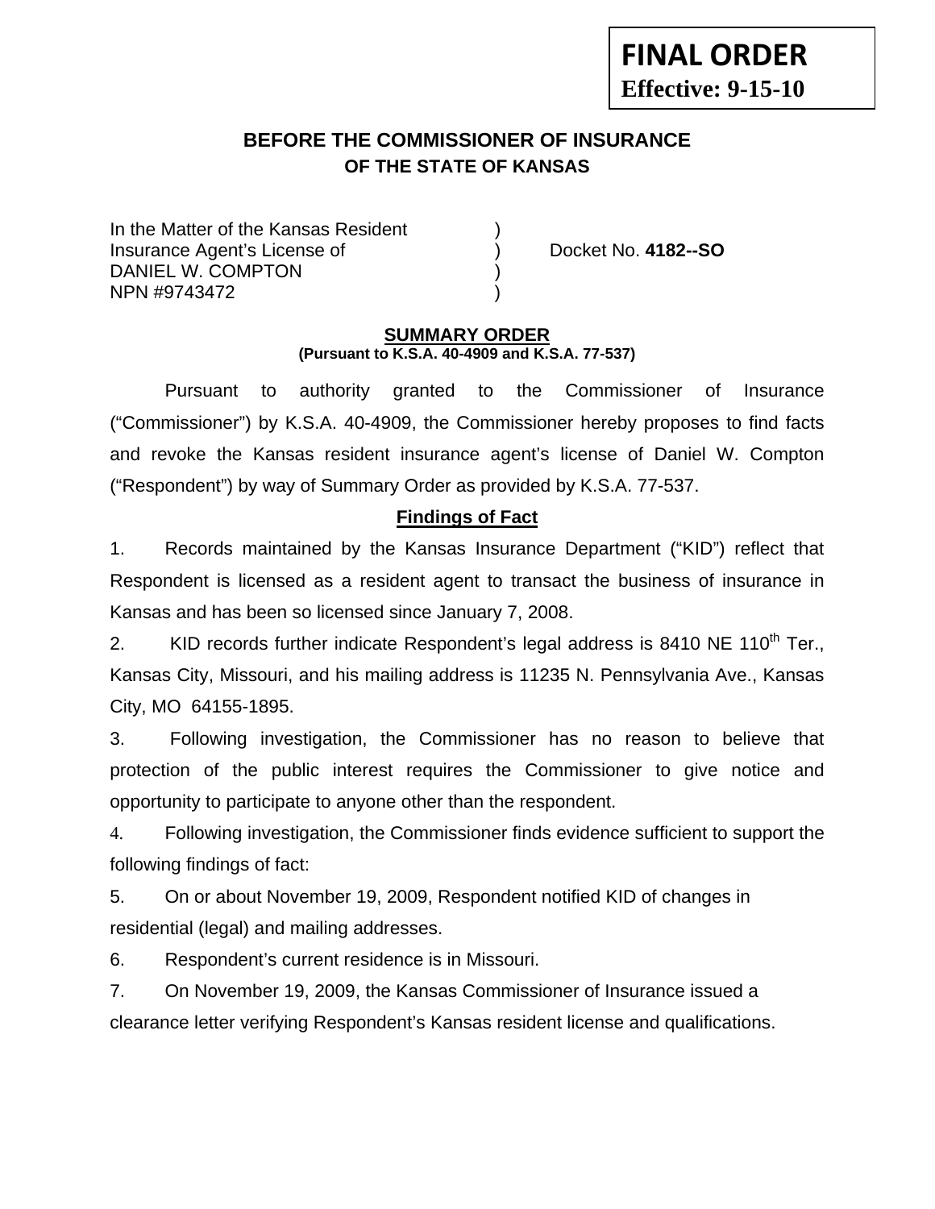**FINAL ORDER**
**Effective: 9-15-10**

# BEFORE THE COMMISSIONER OF INSURANCE
## OF THE STATE OF KANSAS

In the Matter of the Kansas Resident )
Insurance Agent's License of ) Docket No. **4182--SO**
DANIEL W. COMPTON )
NPN #9743472 )

## SUMMARY ORDER
**(Pursuant to K.S.A. 40-4909 and K.S.A. 77-537)**

Pursuant to authority granted to the Commissioner of Insurance ("Commissioner") by K.S.A. 40-4909, the Commissioner hereby proposes to find facts and revoke the Kansas resident insurance agent's license of Daniel W. Compton ("Respondent") by way of Summary Order as provided by K.S.A. 77-537.

### Findings of Fact

1. Records maintained by the Kansas Insurance Department ("KID") reflect that Respondent is licensed as a resident agent to transact the business of insurance in Kansas and has been so licensed since January 7, 2008.

2. KID records further indicate Respondent's legal address is 8410 NE 110th Ter., Kansas City, Missouri, and his mailing address is 11235 N. Pennsylvania Ave., Kansas City, MO 64155-1895.

3. Following investigation, the Commissioner has no reason to believe that protection of the public interest requires the Commissioner to give notice and opportunity to participate to anyone other than the respondent.

4. Following investigation, the Commissioner finds evidence sufficient to support the following findings of fact:

5. On or about November 19, 2009, Respondent notified KID of changes in residential (legal) and mailing addresses.

6. Respondent's current residence is in Missouri.

7. On November 19, 2009, the Kansas Commissioner of Insurance issued a clearance letter verifying Respondent's Kansas resident license and qualifications.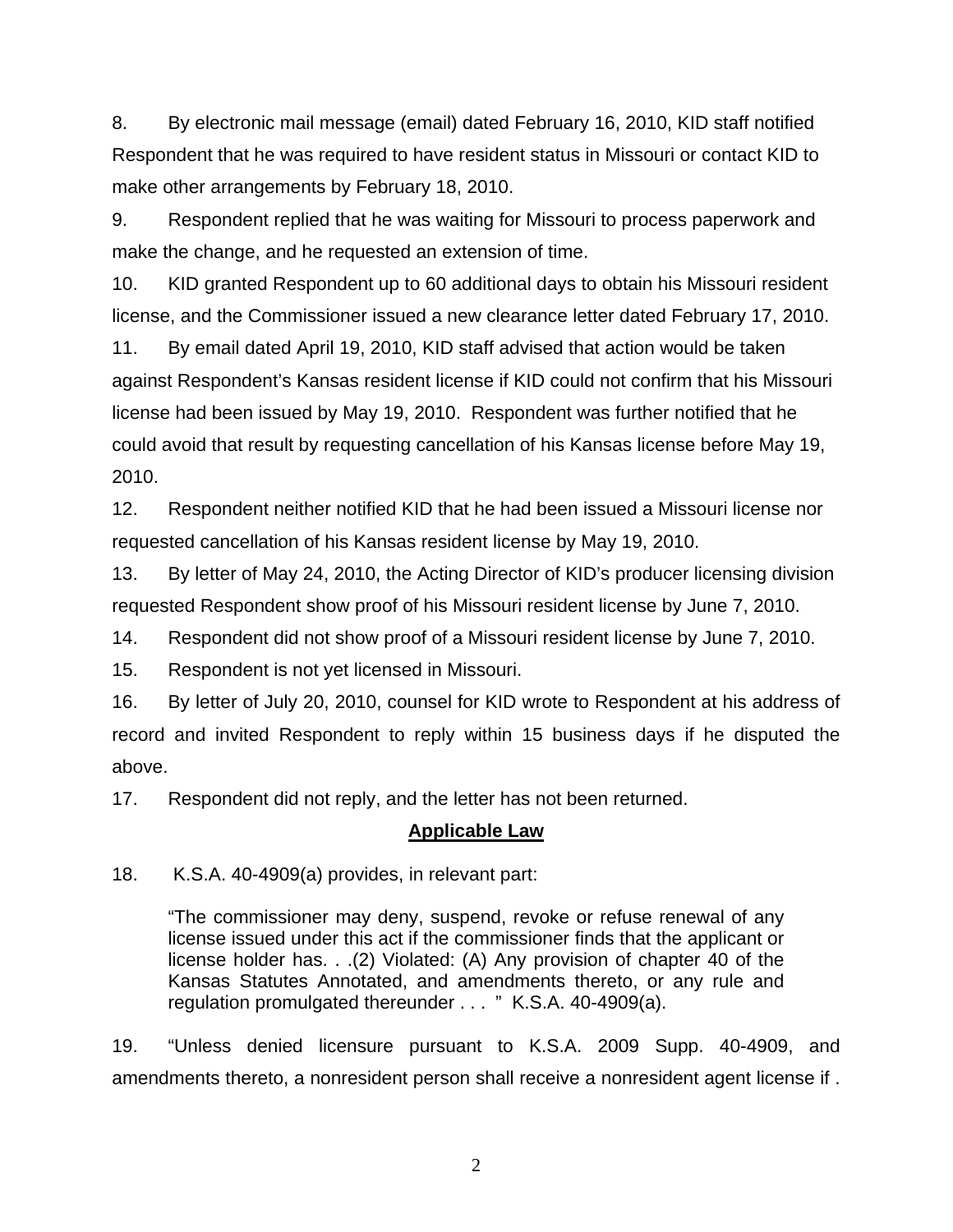8. By electronic mail message (email) dated February 16, 2010, KID staff notified Respondent that he was required to have resident status in Missouri or contact KID to make other arrangements by February 18, 2010.

9. Respondent replied that he was waiting for Missouri to process paperwork and make the change, and he requested an extension of time.

10. KID granted Respondent up to 60 additional days to obtain his Missouri resident license, and the Commissioner issued a new clearance letter dated February 17, 2010.

11. By email dated April 19, 2010, KID staff advised that action would be taken against Respondent's Kansas resident license if KID could not confirm that his Missouri license had been issued by May 19, 2010. Respondent was further notified that he could avoid that result by requesting cancellation of his Kansas license before May 19, 2010.

12. Respondent neither notified KID that he had been issued a Missouri license nor requested cancellation of his Kansas resident license by May 19, 2010.

13. By letter of May 24, 2010, the Acting Director of KID's producer licensing division requested Respondent show proof of his Missouri resident license by June 7, 2010.

14. Respondent did not show proof of a Missouri resident license by June 7, 2010.

15. Respondent is not yet licensed in Missouri.

16. By letter of July 20, 2010, counsel for KID wrote to Respondent at his address of record and invited Respondent to reply within 15 business days if he disputed the above.

17. Respondent did not reply, and the letter has not been returned.

## Applicable Law

18. K.S.A. 40-4909(a) provides, in relevant part:

> "The commissioner may deny, suspend, revoke or refuse renewal of any license issued under this act if the commissioner finds that the applicant or license holder has. . .(2) Violated: (A) Any provision of chapter 40 of the Kansas Statutes Annotated, and amendments thereto, or any rule and regulation promulgated thereunder . . . " K.S.A. 40-4909(a).

19. "Unless denied licensure pursuant to K.S.A. 2009 Supp. 40-4909, and amendments thereto, a nonresident person shall receive a nonresident agent license if .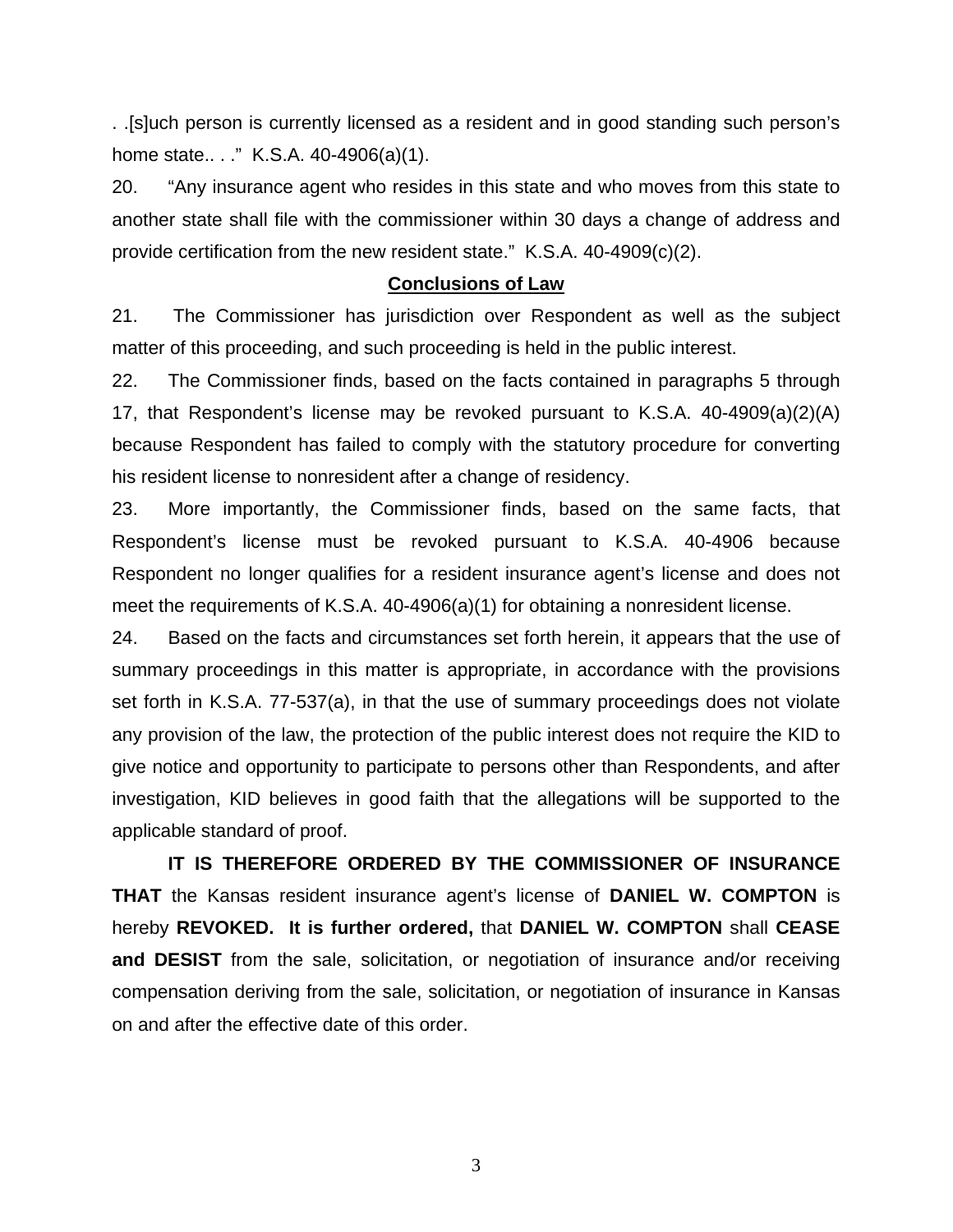. .[s]uch person is currently licensed as a resident and in good standing such person's home state.. . ." K.S.A. 40-4906(a)(1).

20. "Any insurance agent who resides in this state and who moves from this state to another state shall file with the commissioner within 30 days a change of address and provide certification from the new resident state." K.S.A. 40-4909(c)(2).

**Conclusions of Law**

21. The Commissioner has jurisdiction over Respondent as well as the subject matter of this proceeding, and such proceeding is held in the public interest.

22. The Commissioner finds, based on the facts contained in paragraphs 5 through 17, that Respondent's license may be revoked pursuant to K.S.A. 40-4909(a)(2)(A) because Respondent has failed to comply with the statutory procedure for converting his resident license to nonresident after a change of residency.

23. More importantly, the Commissioner finds, based on the same facts, that Respondent's license must be revoked pursuant to K.S.A. 40-4906 because Respondent no longer qualifies for a resident insurance agent's license and does not meet the requirements of K.S.A. 40-4906(a)(1) for obtaining a nonresident license.

24. Based on the facts and circumstances set forth herein, it appears that the use of summary proceedings in this matter is appropriate, in accordance with the provisions set forth in K.S.A. 77-537(a), in that the use of summary proceedings does not violate any provision of the law, the protection of the public interest does not require the KID to give notice and opportunity to participate to persons other than Respondents, and after investigation, KID believes in good faith that the allegations will be supported to the applicable standard of proof.

**IT IS THEREFORE ORDERED BY THE COMMISSIONER OF INSURANCE THAT** the Kansas resident insurance agent's license of **DANIEL W. COMPTON** is hereby **REVOKED. It is further ordered,** that **DANIEL W. COMPTON** shall **CEASE and DESIST** from the sale, solicitation, or negotiation of insurance and/or receiving compensation deriving from the sale, solicitation, or negotiation of insurance in Kansas on and after the effective date of this order.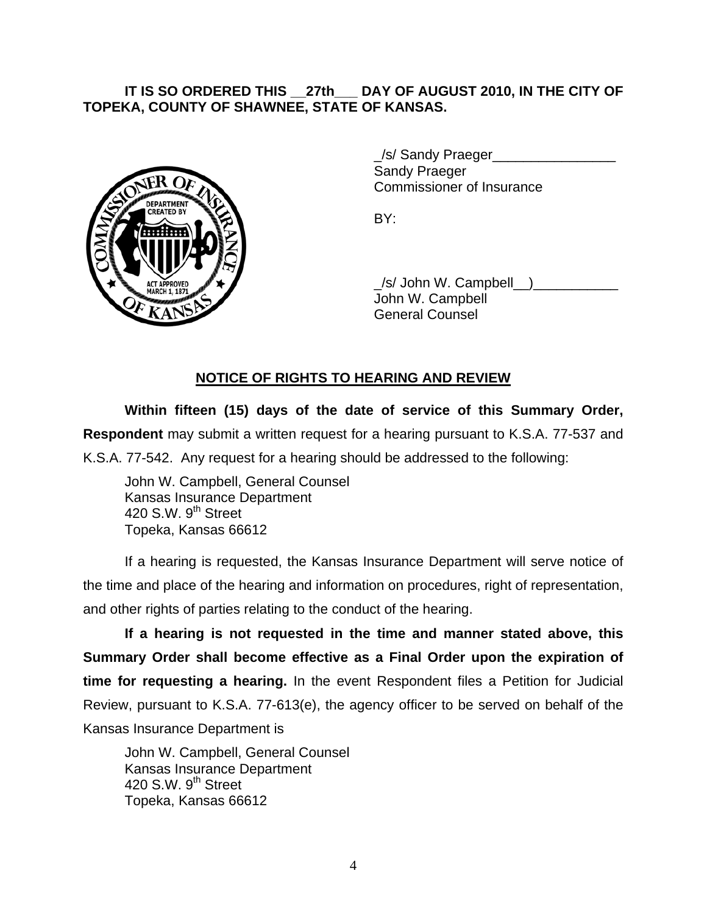**IT IS SO ORDERED THIS __27th___ DAY OF AUGUST 2010, IN THE CITY OF TOPEKA, COUNTY OF SHAWNEE, STATE OF KANSAS.**

_/s/ Sandy Praeger________________
Sandy Praeger
Commissioner of Insurance

BY:

_/s/ John W. Campbell__)___________
John W. Campbell
General Counsel

## NOTICE OF RIGHTS TO HEARING AND REVIEW

**Within fifteen (15) days of the date of service of this Summary Order, Respondent** may submit a written request for a hearing pursuant to K.S.A. 77-537 and K.S.A. 77-542. Any request for a hearing should be addressed to the following:

John W. Campbell, General Counsel
Kansas Insurance Department
420 S.W. 9th Street
Topeka, Kansas 66612

If a hearing is requested, the Kansas Insurance Department will serve notice of the time and place of the hearing and information on procedures, right of representation, and other rights of parties relating to the conduct of the hearing.

**If a hearing is not requested in the time and manner stated above, this Summary Order shall become effective as a Final Order upon the expiration of time for requesting a hearing.** In the event Respondent files a Petition for Judicial Review, pursuant to K.S.A. 77-613(e), the agency officer to be served on behalf of the Kansas Insurance Department is

John W. Campbell, General Counsel
Kansas Insurance Department
420 S.W. 9th Street
Topeka, Kansas 66612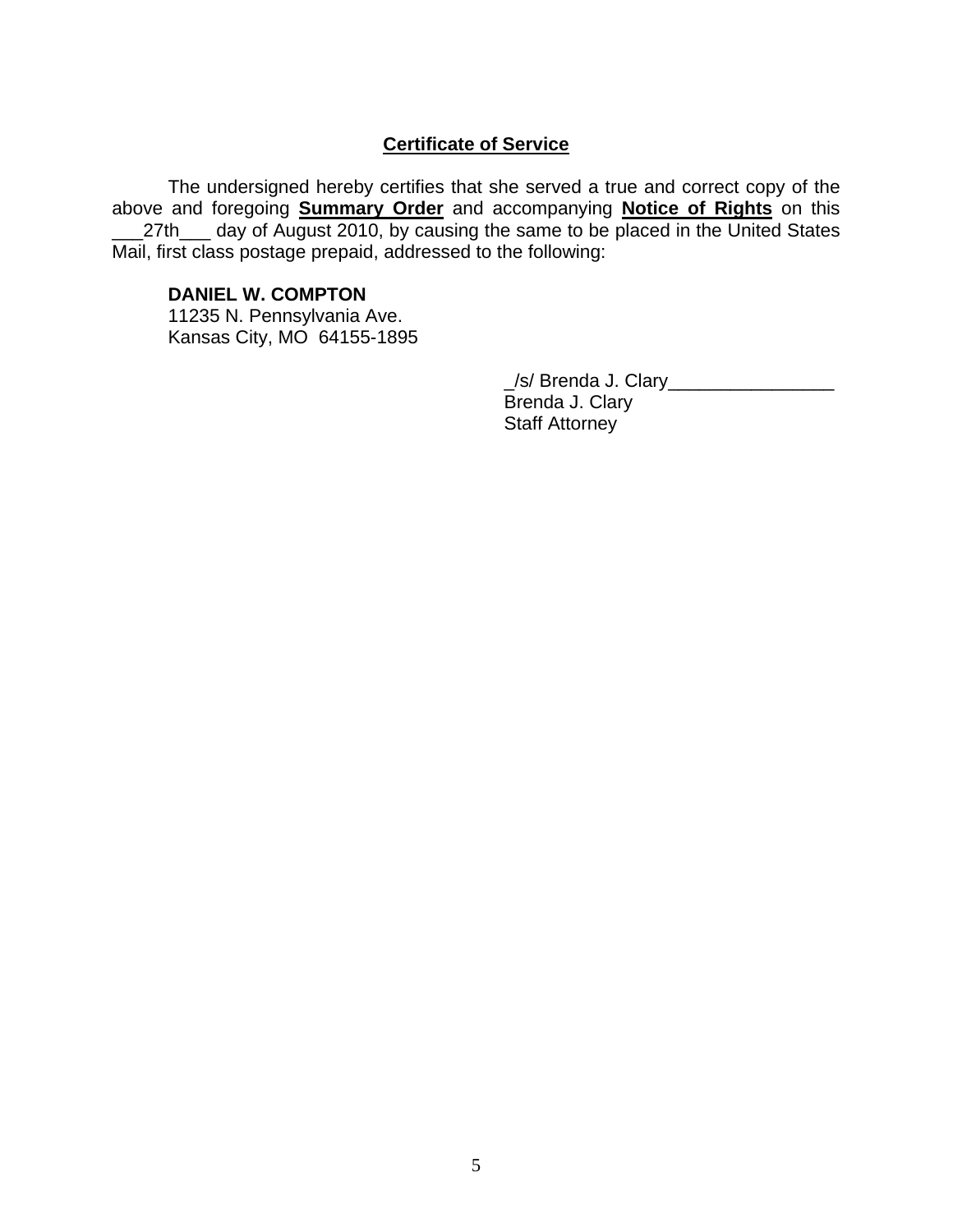## Certificate of Service

The undersigned hereby certifies that she served a true and correct copy of the above and foregoing **Summary Order** and accompanying **Notice of Rights** on this ___27th___ day of August 2010, by causing the same to be placed in the United States Mail, first class postage prepaid, addressed to the following:

**DANIEL W. COMPTON**
11235 N. Pennsylvania Ave.
Kansas City, MO 64155-1895

_/s/ Brenda J. Clary________________
Brenda J. Clary
Staff Attorney